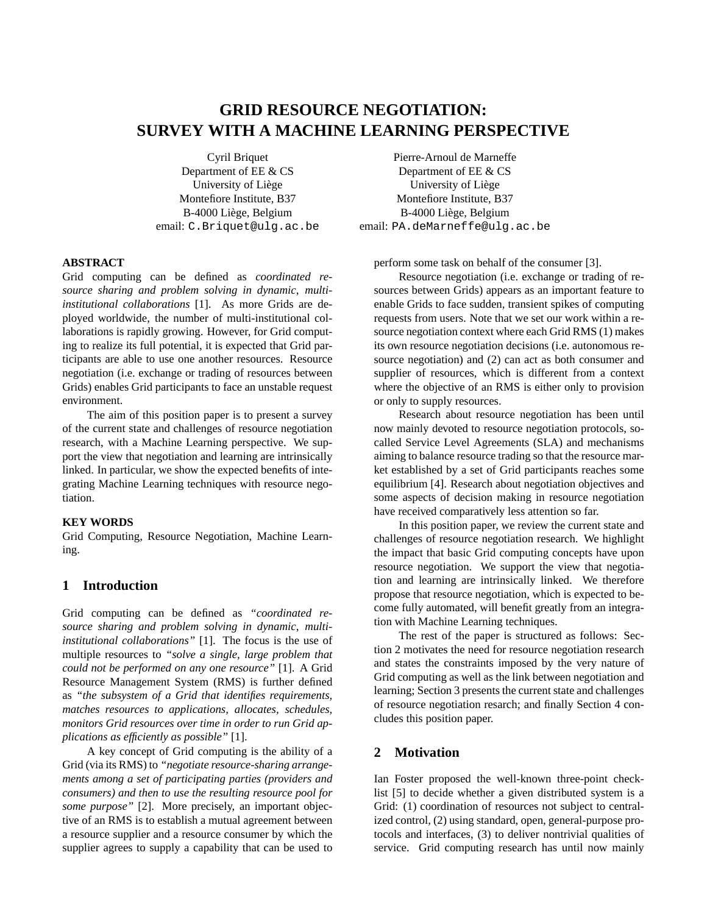# GRID RESOURCE NEGOTIATION: SURVEY WITH A MACHINE LEARNING PERSPECTIVE

Cyril Briquet
Department of EE & CS
University of Liège
Montefiore Institute, B37
B-4000 Liège, Belgium
email: C.Briquet@ulg.ac.be

Pierre-Arnoul de Marneffe
Department of EE & CS
University of Liège
Montefiore Institute, B37
B-4000 Liège, Belgium
email: PA.deMarneffe@ulg.ac.be

**ABSTRACT**

Grid computing can be defined as *coordinated resource sharing and problem solving in dynamic, multi-institutional collaborations* [1]. As more Grids are deployed worldwide, the number of multi-institutional collaborations is rapidly growing. However, for Grid computing to realize its full potential, it is expected that Grid participants are able to use one another resources. Resource negotiation (i.e. exchange or trading of resources between Grids) enables Grid participants to face an unstable request environment.

The aim of this position paper is to present a survey of the current state and challenges of resource negotiation research, with a Machine Learning perspective. We support the view that negotiation and learning are intrinsically linked. In particular, we show the expected benefits of integrating Machine Learning techniques with resource negotiation.

**KEY WORDS**

Grid Computing, Resource Negotiation, Machine Learning.

## 1 Introduction

Grid computing can be defined as *"coordinated resource sharing and problem solving in dynamic, multi-institutional collaborations"* [1]. The focus is the use of multiple resources to *"solve a single, large problem that could not be performed on any one resource"* [1]. A Grid Resource Management System (RMS) is further defined as *"the subsystem of a Grid that identifies requirements, matches resources to applications, allocates, schedules, monitors Grid resources over time in order to run Grid applications as efficiently as possible"* [1].

A key concept of Grid computing is the ability of a Grid (via its RMS) to *"negotiate resource-sharing arrangements among a set of participating parties (providers and consumers) and then to use the resulting resource pool for some purpose"* [2]. More precisely, an important objective of an RMS is to establish a mutual agreement between a resource supplier and a resource consumer by which the supplier agrees to supply a capability that can be used to perform some task on behalf of the consumer [3].

Resource negotiation (i.e. exchange or trading of resources between Grids) appears as an important feature to enable Grids to face sudden, transient spikes of computing requests from users. Note that we set our work within a resource negotiation context where each Grid RMS (1) makes its own resource negotiation decisions (i.e. autonomous resource negotiation) and (2) can act as both consumer and supplier of resources, which is different from a context where the objective of an RMS is either only to provision or only to supply resources.

Research about resource negotiation has been until now mainly devoted to resource negotiation protocols, so-called Service Level Agreements (SLA) and mechanisms aiming to balance resource trading so that the resource market established by a set of Grid participants reaches some equilibrium [4]. Research about negotiation objectives and some aspects of decision making in resource negotiation have received comparatively less attention so far.

In this position paper, we review the current state and challenges of resource negotiation research. We highlight the impact that basic Grid computing concepts have upon resource negotiation. We support the view that negotiation and learning are intrinsically linked. We therefore propose that resource negotiation, which is expected to become fully automated, will benefit greatly from an integration with Machine Learning techniques.

The rest of the paper is structured as follows: Section 2 motivates the need for resource negotiation research and states the constraints imposed by the very nature of Grid computing as well as the link between negotiation and learning; Section 3 presents the current state and challenges of resource negotiation resarch; and finally Section 4 concludes this position paper.

## 2 Motivation

Ian Foster proposed the well-known three-point checklist [5] to decide whether a given distributed system is a Grid: (1) coordination of resources not subject to centralized control, (2) using standard, open, general-purpose protocols and interfaces, (3) to deliver nontrivial qualities of service. Grid computing research has until now mainly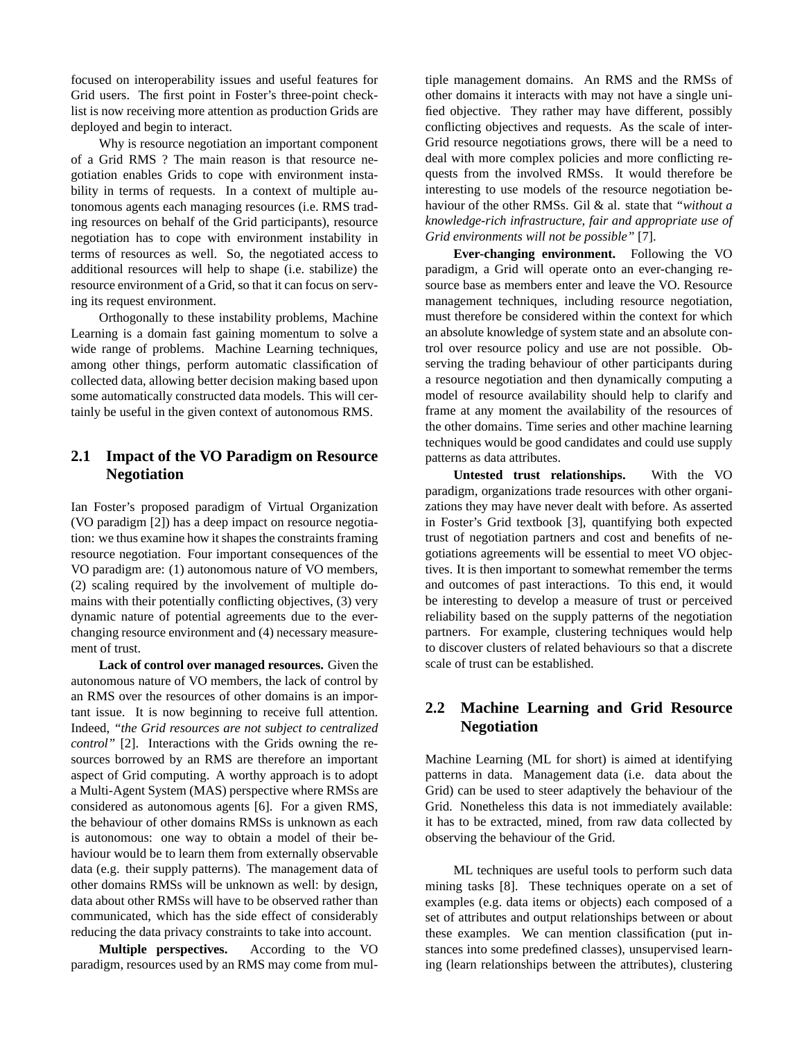focused on interoperability issues and useful features for Grid users. The first point in Foster's three-point checklist is now receiving more attention as production Grids are deployed and begin to interact.

Why is resource negotiation an important component of a Grid RMS ? The main reason is that resource negotiation enables Grids to cope with environment instability in terms of requests. In a context of multiple autonomous agents each managing resources (i.e. RMS trading resources on behalf of the Grid participants), resource negotiation has to cope with environment instability in terms of resources as well. So, the negotiated access to additional resources will help to shape (i.e. stabilize) the resource environment of a Grid, so that it can focus on serving its request environment.

Orthogonally to these instability problems, Machine Learning is a domain fast gaining momentum to solve a wide range of problems. Machine Learning techniques, among other things, perform automatic classification of collected data, allowing better decision making based upon some automatically constructed data models. This will certainly be useful in the given context of autonomous RMS.

## 2.1 Impact of the VO Paradigm on Resource Negotiation

Ian Foster's proposed paradigm of Virtual Organization (VO paradigm [2]) has a deep impact on resource negotiation: we thus examine how it shapes the constraints framing resource negotiation. Four important consequences of the VO paradigm are: (1) autonomous nature of VO members, (2) scaling required by the involvement of multiple domains with their potentially conflicting objectives, (3) very dynamic nature of potential agreements due to the ever-changing resource environment and (4) necessary measurement of trust.

**Lack of control over managed resources.** Given the autonomous nature of VO members, the lack of control by an RMS over the resources of other domains is an important issue. It is now beginning to receive full attention. Indeed, *"the Grid resources are not subject to centralized control"* [2]. Interactions with the Grids owning the resources borrowed by an RMS are therefore an important aspect of Grid computing. A worthy approach is to adopt a Multi-Agent System (MAS) perspective where RMSs are considered as autonomous agents [6]. For a given RMS, the behaviour of other domains RMSs is unknown as each is autonomous: one way to obtain a model of their behaviour would be to learn them from externally observable data (e.g. their supply patterns). The management data of other domains RMSs will be unknown as well: by design, data about other RMSs will have to be observed rather than communicated, which has the side effect of considerably reducing the data privacy constraints to take into account.

**Multiple perspectives.** According to the VO paradigm, resources used by an RMS may come from multiple management domains. An RMS and the RMSs of other domains it interacts with may not have a single unified objective. They rather may have different, possibly conflicting objectives and requests. As the scale of inter-Grid resource negotiations grows, there will be a need to deal with more complex policies and more conflicting requests from the involved RMSs. It would therefore be interesting to use models of the resource negotiation behaviour of the other RMSs. Gil & al. state that *"without a knowledge-rich infrastructure, fair and appropriate use of Grid environments will not be possible"* [7].

**Ever-changing environment.** Following the VO paradigm, a Grid will operate onto an ever-changing resource base as members enter and leave the VO. Resource management techniques, including resource negotiation, must therefore be considered within the context for which an absolute knowledge of system state and an absolute control over resource policy and use are not possible. Observing the trading behaviour of other participants during a resource negotiation and then dynamically computing a model of resource availability should help to clarify and frame at any moment the availability of the resources of the other domains. Time series and other machine learning techniques would be good candidates and could use supply patterns as data attributes.

**Untested trust relationships.** With the VO paradigm, organizations trade resources with other organizations they may have never dealt with before. As asserted in Foster's Grid textbook [3], quantifying both expected trust of negotiation partners and cost and benefits of negotiations agreements will be essential to meet VO objectives. It is then important to somewhat remember the terms and outcomes of past interactions. To this end, it would be interesting to develop a measure of trust or perceived reliability based on the supply patterns of the negotiation partners. For example, clustering techniques would help to discover clusters of related behaviours so that a discrete scale of trust can be established.

## 2.2 Machine Learning and Grid Resource Negotiation

Machine Learning (ML for short) is aimed at identifying patterns in data. Management data (i.e. data about the Grid) can be used to steer adaptively the behaviour of the Grid. Nonetheless this data is not immediately available: it has to be extracted, mined, from raw data collected by observing the behaviour of the Grid.

ML techniques are useful tools to perform such data mining tasks [8]. These techniques operate on a set of examples (e.g. data items or objects) each composed of a set of attributes and output relationships between or about these examples. We can mention classification (put instances into some predefined classes), unsupervised learning (learn relationships between the attributes), clustering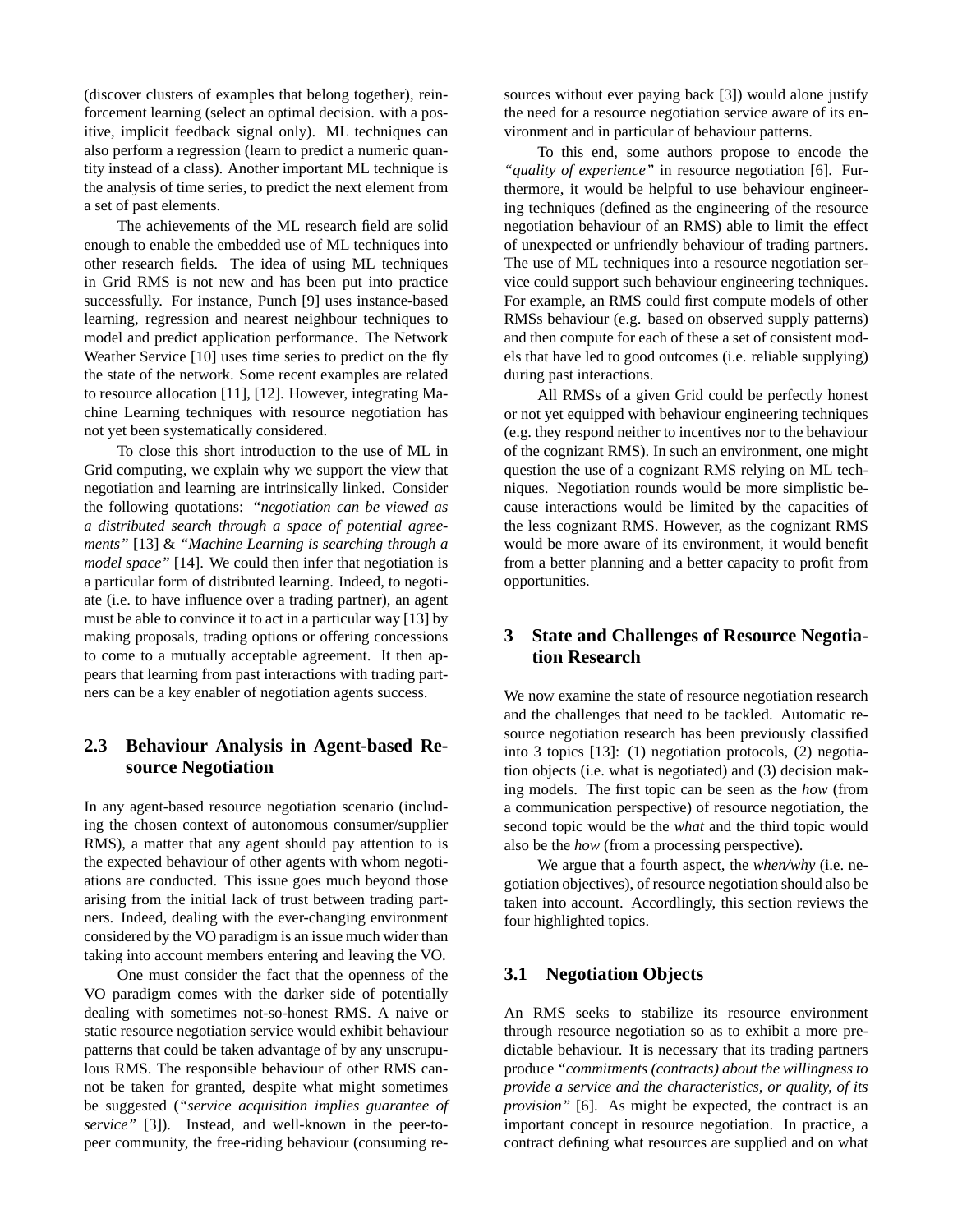(discover clusters of examples that belong together), reinforcement learning (select an optimal decision. with a positive, implicit feedback signal only). ML techniques can also perform a regression (learn to predict a numeric quantity instead of a class). Another important ML technique is the analysis of time series, to predict the next element from a set of past elements.

The achievements of the ML research field are solid enough to enable the embedded use of ML techniques into other research fields. The idea of using ML techniques in Grid RMS is not new and has been put into practice successfully. For instance, Punch [9] uses instance-based learning, regression and nearest neighbour techniques to model and predict application performance. The Network Weather Service [10] uses time series to predict on the fly the state of the network. Some recent examples are related to resource allocation [11], [12]. However, integrating Machine Learning techniques with resource negotiation has not yet been systematically considered.

To close this short introduction to the use of ML in Grid computing, we explain why we support the view that negotiation and learning are intrinsically linked. Consider the following quotations: *"negotiation can be viewed as a distributed search through a space of potential agreements"* [13] & *"Machine Learning is searching through a model space"* [14]. We could then infer that negotiation is a particular form of distributed learning. Indeed, to negotiate (i.e. to have influence over a trading partner), an agent must be able to convince it to act in a particular way [13] by making proposals, trading options or offering concessions to come to a mutually acceptable agreement. It then appears that learning from past interactions with trading partners can be a key enabler of negotiation agents success.

### 2.3 Behaviour Analysis in Agent-based Resource Negotiation

In any agent-based resource negotiation scenario (including the chosen context of autonomous consumer/supplier RMS), a matter that any agent should pay attention to is the expected behaviour of other agents with whom negotiations are conducted. This issue goes much beyond those arising from the initial lack of trust between trading partners. Indeed, dealing with the ever-changing environment considered by the VO paradigm is an issue much wider than taking into account members entering and leaving the VO.

One must consider the fact that the openness of the VO paradigm comes with the darker side of potentially dealing with sometimes not-so-honest RMS. A naive or static resource negotiation service would exhibit behaviour patterns that could be taken advantage of by any unscrupulous RMS. The responsible behaviour of other RMS cannot be taken for granted, despite what might sometimes be suggested (*"service acquisition implies guarantee of service"* [3]). Instead, and well-known in the peer-to-peer community, the free-riding behaviour (consuming resources without ever paying back [3]) would alone justify the need for a resource negotiation service aware of its environment and in particular of behaviour patterns.

To this end, some authors propose to encode the *"quality of experience"* in resource negotiation [6]. Furthermore, it would be helpful to use behaviour engineering techniques (defined as the engineering of the resource negotiation behaviour of an RMS) able to limit the effect of unexpected or unfriendly behaviour of trading partners. The use of ML techniques into a resource negotiation service could support such behaviour engineering techniques. For example, an RMS could first compute models of other RMSs behaviour (e.g. based on observed supply patterns) and then compute for each of these a set of consistent models that have led to good outcomes (i.e. reliable supplying) during past interactions.

All RMSs of a given Grid could be perfectly honest or not yet equipped with behaviour engineering techniques (e.g. they respond neither to incentives nor to the behaviour of the cognizant RMS). In such an environment, one might question the use of a cognizant RMS relying on ML techniques. Negotiation rounds would be more simplistic because interactions would be limited by the capacities of the less cognizant RMS. However, as the cognizant RMS would be more aware of its environment, it would benefit from a better planning and a better capacity to profit from opportunities.

## 3 State and Challenges of Resource Negotiation Research

We now examine the state of resource negotiation research and the challenges that need to be tackled. Automatic resource negotiation research has been previously classified into 3 topics [13]: (1) negotiation protocols, (2) negotiation objects (i.e. what is negotiated) and (3) decision making models. The first topic can be seen as the *how* (from a communication perspective) of resource negotiation, the second topic would be the *what* and the third topic would also be the *how* (from a processing perspective).

We argue that a fourth aspect, the *when/why* (i.e. negotiation objectives), of resource negotiation should also be taken into account. Accordingly, this section reviews the four highlighted topics.

### 3.1 Negotiation Objects

An RMS seeks to stabilize its resource environment through resource negotiation so as to exhibit a more predictable behaviour. It is necessary that its trading partners produce *"commitments (contracts) about the willingness to provide a service and the characteristics, or quality, of its provision"* [6]. As might be expected, the contract is an important concept in resource negotiation. In practice, a contract defining what resources are supplied and on what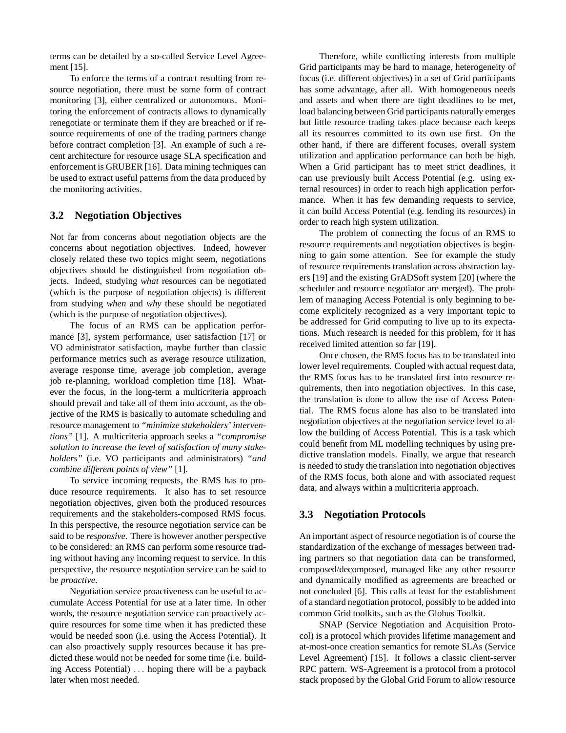terms can be detailed by a so-called Service Level Agreement [15].

To enforce the terms of a contract resulting from resource negotiation, there must be some form of contract monitoring [3], either centralized or autonomous. Monitoring the enforcement of contracts allows to dynamically renegotiate or terminate them if they are breached or if resource requirements of one of the trading partners change before contract completion [3]. An example of such a recent architecture for resource usage SLA specification and enforcement is GRUBER [16]. Data mining techniques can be used to extract useful patterns from the data produced by the monitoring activities.

### 3.2 Negotiation Objectives

Not far from concerns about negotiation objects are the concerns about negotiation objectives. Indeed, however closely related these two topics might seem, negotiations objectives should be distinguished from negotiation objects. Indeed, studying *what* resources can be negotiated (which is the purpose of negotiation objects) is different from studying *when* and *why* these should be negotiated (which is the purpose of negotiation objectives).

The focus of an RMS can be application performance [3], system performance, user satisfaction [17] or VO administrator satisfaction, maybe further than classic performance metrics such as average resource utilization, average response time, average job completion, average job re-planning, workload completion time [18]. Whatever the focus, in the long-term a multicriteria approach should prevail and take all of them into account, as the objective of the RMS is basically to automate scheduling and resource management to *"minimize stakeholders' interventions"* [1]. A multicriteria approach seeks a *"compromise solution to increase the level of satisfaction of many stakeholders"* (i.e. VO participants and administrators) *"and combine different points of view"* [1].

To service incoming requests, the RMS has to produce resource requirements. It also has to set resource negotiation objectives, given both the produced resources requirements and the stakeholders-composed RMS focus. In this perspective, the resource negotiation service can be said to be *responsive*. There is however another perspective to be considered: an RMS can perform some resource trading without having any incoming request to service. In this perspective, the resource negotiation service can be said to be *proactive*.

Negotiation service proactiveness can be useful to accumulate Access Potential for use at a later time. In other words, the resource negotiation service can proactively acquire resources for some time when it has predicted these would be needed soon (i.e. using the Access Potential). It can also proactively supply resources because it has predicted these would not be needed for some time (i.e. building Access Potential) ... hoping there will be a payback later when most needed.

Therefore, while conflicting interests from multiple Grid participants may be hard to manage, heterogeneity of focus (i.e. different objectives) in a set of Grid participants has some advantage, after all. With homogeneous needs and assets and when there are tight deadlines to be met, load balancing between Grid participants naturally emerges but little resource trading takes place because each keeps all its resources committed to its own use first. On the other hand, if there are different focuses, overall system utilization and application performance can both be high. When a Grid participant has to meet strict deadlines, it can use previously built Access Potential (e.g. using external resources) in order to reach high application performance. When it has few demanding requests to service, it can build Access Potential (e.g. lending its resources) in order to reach high system utilization.

The problem of connecting the focus of an RMS to resource requirements and negotiation objectives is beginning to gain some attention. See for example the study of resource requirements translation across abstraction layers [19] and the existing GrADSoft system [20] (where the scheduler and resource negotiator are merged). The problem of managing Access Potential is only beginning to become explicitely recognized as a very important topic to be addressed for Grid computing to live up to its expectations. Much research is needed for this problem, for it has received limited attention so far [19].

Once chosen, the RMS focus has to be translated into lower level requirements. Coupled with actual request data, the RMS focus has to be translated first into resource requirements, then into negotiation objectives. In this case, the translation is done to allow the use of Access Potential. The RMS focus alone has also to be translated into negotiation objectives at the negotiation service level to allow the building of Access Potential. This is a task which could benefit from ML modelling techniques by using predictive translation models. Finally, we argue that research is needed to study the translation into negotiation objectives of the RMS focus, both alone and with associated request data, and always within a multicriteria approach.

### 3.3 Negotiation Protocols

An important aspect of resource negotiation is of course the standardization of the exchange of messages between trading partners so that negotiation data can be transformed, composed/decomposed, managed like any other resource and dynamically modified as agreements are breached or not concluded [6]. This calls at least for the establishment of a standard negotiation protocol, possibly to be added into common Grid toolkits, such as the Globus Toolkit.

SNAP (Service Negotiation and Acquisition Protocol) is a protocol which provides lifetime management and at-most-once creation semantics for remote SLAs (Service Level Agreement) [15]. It follows a classic client-server RPC pattern. WS-Agreement is a protocol from a protocol stack proposed by the Global Grid Forum to allow resource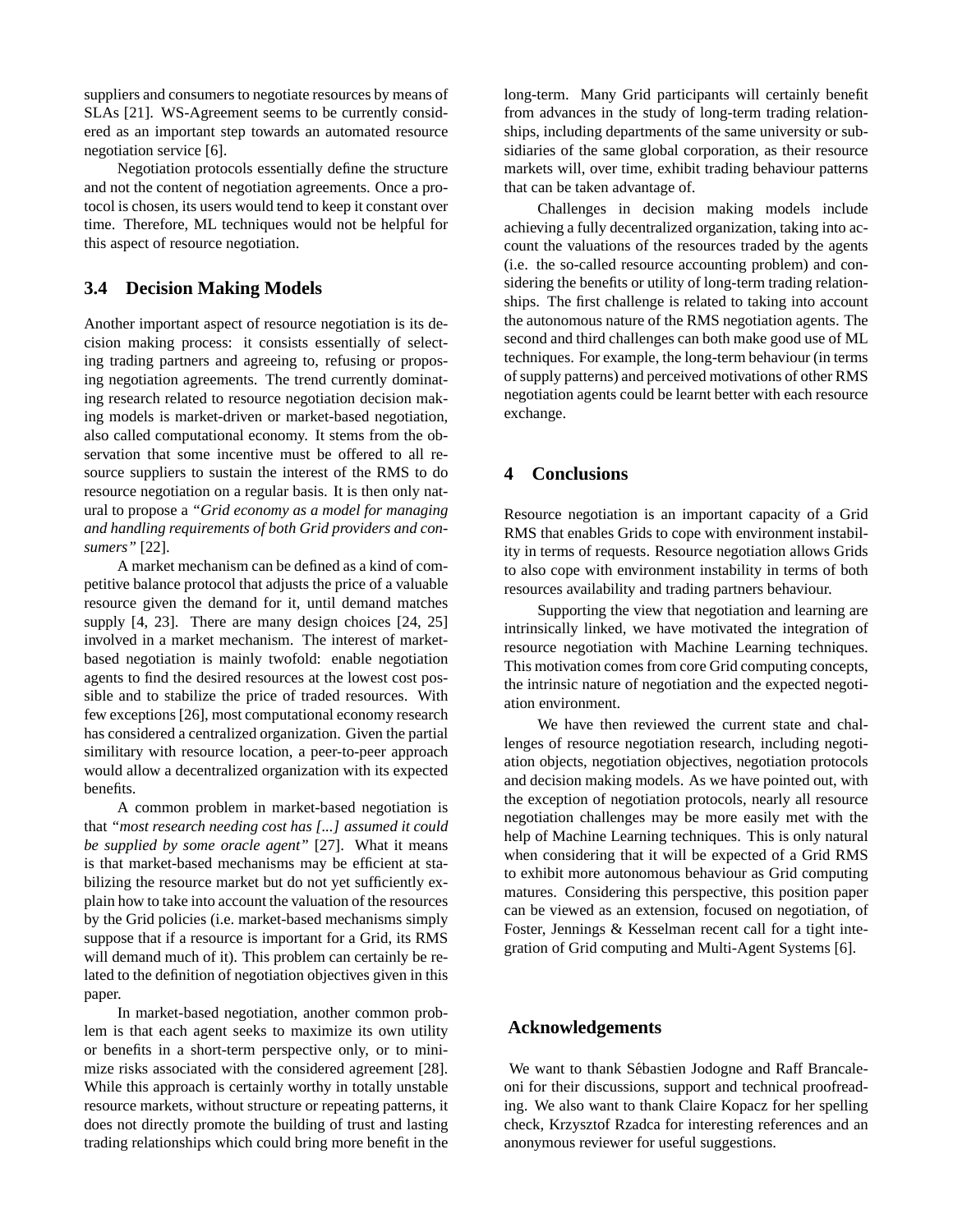suppliers and consumers to negotiate resources by means of SLAs [21]. WS-Agreement seems to be currently considered as an important step towards an automated resource negotiation service [6].

Negotiation protocols essentially define the structure and not the content of negotiation agreements. Once a protocol is chosen, its users would tend to keep it constant over time. Therefore, ML techniques would not be helpful for this aspect of resource negotiation.

## 3.4 Decision Making Models

Another important aspect of resource negotiation is its decision making process: it consists essentially of selecting trading partners and agreeing to, refusing or proposing negotiation agreements. The trend currently dominating research related to resource negotiation decision making models is market-driven or market-based negotiation, also called computational economy. It stems from the observation that some incentive must be offered to all resource suppliers to sustain the interest of the RMS to do resource negotiation on a regular basis. It is then only natural to propose a *"Grid economy as a model for managing and handling requirements of both Grid providers and consumers"* [22].

A market mechanism can be defined as a kind of competitive balance protocol that adjusts the price of a valuable resource given the demand for it, until demand matches supply [4, 23]. There are many design choices [24, 25] involved in a market mechanism. The interest of market-based negotiation is mainly twofold: enable negotiation agents to find the desired resources at the lowest cost possible and to stabilize the price of traded resources. With few exceptions [26], most computational economy research has considered a centralized organization. Given the partial similarity with resource location, a peer-to-peer approach would allow a decentralized organization with its expected benefits.

A common problem in market-based negotiation is that *"most research needing cost has [...] assumed it could be supplied by some oracle agent"* [27]. What it means is that market-based mechanisms may be efficient at stabilizing the resource market but do not yet sufficiently explain how to take into account the valuation of the resources by the Grid policies (i.e. market-based mechanisms simply suppose that if a resource is important for a Grid, its RMS will demand much of it). This problem can certainly be related to the definition of negotiation objectives given in this paper.

In market-based negotiation, another common problem is that each agent seeks to maximize its own utility or benefits in a short-term perspective only, or to minimize risks associated with the considered agreement [28]. While this approach is certainly worthy in totally unstable resource markets, without structure or repeating patterns, it does not directly promote the building of trust and lasting trading relationships which could bring more benefit in the long-term. Many Grid participants will certainly benefit from advances in the study of long-term trading relationships, including departments of the same university or subsidiaries of the same global corporation, as their resource markets will, over time, exhibit trading behaviour patterns that can be taken advantage of.

Challenges in decision making models include achieving a fully decentralized organization, taking into account the valuations of the resources traded by the agents (i.e. the so-called resource accounting problem) and considering the benefits or utility of long-term trading relationships. The first challenge is related to taking into account the autonomous nature of the RMS negotiation agents. The second and third challenges can both make good use of ML techniques. For example, the long-term behaviour (in terms of supply patterns) and perceived motivations of other RMS negotiation agents could be learnt better with each resource exchange.

# 4 Conclusions

Resource negotiation is an important capacity of a Grid RMS that enables Grids to cope with environment instability in terms of requests. Resource negotiation allows Grids to also cope with environment instability in terms of both resources availability and trading partners behaviour.

Supporting the view that negotiation and learning are intrinsically linked, we have motivated the integration of resource negotiation with Machine Learning techniques. This motivation comes from core Grid computing concepts, the intrinsic nature of negotiation and the expected negotiation environment.

We have then reviewed the current state and challenges of resource negotiation research, including negotiation objects, negotiation objectives, negotiation protocols and decision making models. As we have pointed out, with the exception of negotiation protocols, nearly all resource negotiation challenges may be more easily met with the help of Machine Learning techniques. This is only natural when considering that it will be expected of a Grid RMS to exhibit more autonomous behaviour as Grid computing matures. Considering this perspective, this position paper can be viewed as an extension, focused on negotiation, of Foster, Jennings & Kesselman recent call for a tight integration of Grid computing and Multi-Agent Systems [6].

## Acknowledgements

We want to thank Sébastien Jodogne and Raff Brancaleoni for their discussions, support and technical proofreading. We also want to thank Claire Kopacz for her spelling check, Krzysztof Rzadca for interesting references and an anonymous reviewer for useful suggestions.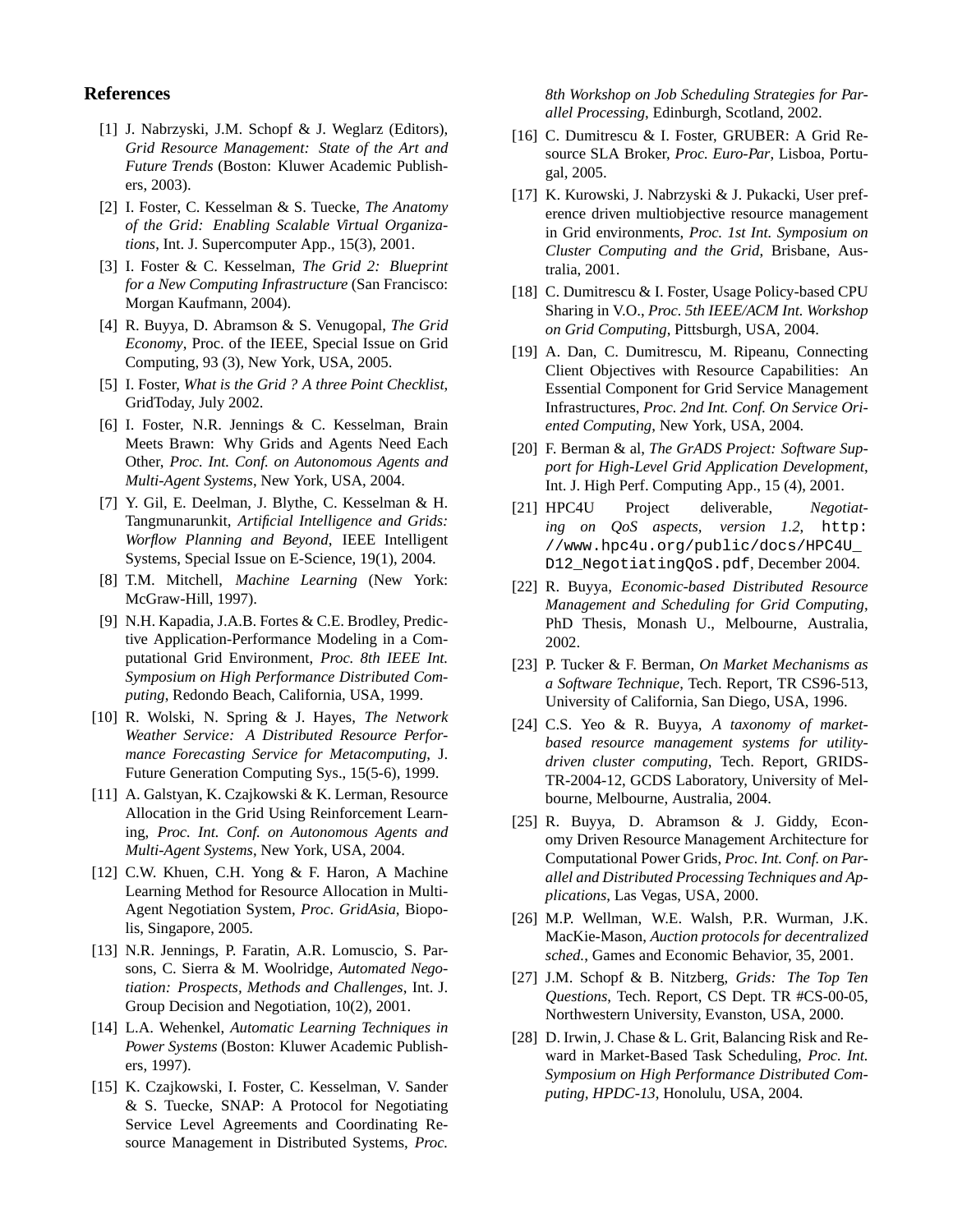## References

[1] J. Nabrzyski, J.M. Schopf & J. Weglarz (Editors), *Grid Resource Management: State of the Art and Future Trends* (Boston: Kluwer Academic Publishers, 2003).

[2] I. Foster, C. Kesselman & S. Tuecke, *The Anatomy of the Grid: Enabling Scalable Virtual Organizations*, Int. J. Supercomputer App., 15(3), 2001.

[3] I. Foster & C. Kesselman, *The Grid 2: Blueprint for a New Computing Infrastructure* (San Francisco: Morgan Kaufmann, 2004).

[4] R. Buyya, D. Abramson & S. Venugopal, *The Grid Economy*, Proc. of the IEEE, Special Issue on Grid Computing, 93 (3), New York, USA, 2005.

[5] I. Foster, *What is the Grid ? A three Point Checklist*, GridToday, July 2002.

[6] I. Foster, N.R. Jennings & C. Kesselman, Brain Meets Brawn: Why Grids and Agents Need Each Other, *Proc. Int. Conf. on Autonomous Agents and Multi-Agent Systems*, New York, USA, 2004.

[7] Y. Gil, E. Deelman, J. Blythe, C. Kesselman & H. Tangmunarunkit, *Artificial Intelligence and Grids: Worflow Planning and Beyond*, IEEE Intelligent Systems, Special Issue on E-Science, 19(1), 2004.

[8] T.M. Mitchell, *Machine Learning* (New York: McGraw-Hill, 1997).

[9] N.H. Kapadia, J.A.B. Fortes & C.E. Brodley, Predictive Application-Performance Modeling in a Computational Grid Environment, *Proc. 8th IEEE Int. Symposium on High Performance Distributed Computing*, Redondo Beach, California, USA, 1999.

[10] R. Wolski, N. Spring & J. Hayes, *The Network Weather Service: A Distributed Resource Performance Forecasting Service for Metacomputing*, J. Future Generation Computing Sys., 15(5-6), 1999.

[11] A. Galstyan, K. Czajkowski & K. Lerman, Resource Allocation in the Grid Using Reinforcement Learning, *Proc. Int. Conf. on Autonomous Agents and Multi-Agent Systems*, New York, USA, 2004.

[12] C.W. Khuen, C.H. Yong & F. Haron, A Machine Learning Method for Resource Allocation in Multi-Agent Negotiation System, *Proc. GridAsia*, Biopolis, Singapore, 2005.

[13] N.R. Jennings, P. Faratin, A.R. Lomuscio, S. Parsons, C. Sierra & M. Woolridge, *Automated Negotiation: Prospects, Methods and Challenges*, Int. J. Group Decision and Negotiation, 10(2), 2001.

[14] L.A. Wehenkel, *Automatic Learning Techniques in Power Systems* (Boston: Kluwer Academic Publishers, 1997).

[15] K. Czajkowski, I. Foster, C. Kesselman, V. Sander & S. Tuecke, SNAP: A Protocol for Negotiating Service Level Agreements and Coordinating Resource Management in Distributed Systems, *Proc. 8th Workshop on Job Scheduling Strategies for Parallel Processing*, Edinburgh, Scotland, 2002.

[16] C. Dumitrescu & I. Foster, GRUBER: A Grid Resource SLA Broker, *Proc. Euro-Par*, Lisboa, Portugal, 2005.

[17] K. Kurowski, J. Nabrzyski & J. Pukacki, User preference driven multiobjective resource management in Grid environments, *Proc. 1st Int. Symposium on Cluster Computing and the Grid*, Brisbane, Australia, 2001.

[18] C. Dumitrescu & I. Foster, Usage Policy-based CPU Sharing in V.O., *Proc. 5th IEEE/ACM Int. Workshop on Grid Computing*, Pittsburgh, USA, 2004.

[19] A. Dan, C. Dumitrescu, M. Ripeanu, Connecting Client Objectives with Resource Capabilities: An Essential Component for Grid Service Management Infrastructures, *Proc. 2nd Int. Conf. On Service Oriented Computing*, New York, USA, 2004.

[20] F. Berman & al, *The GrADS Project: Software Support for High-Level Grid Application Development*, Int. J. High Perf. Computing App., 15 (4), 2001.

[21] HPC4U Project deliverable, *Negotiating on QoS aspects, version 1.2*, `http://www.hpc4u.org/public/docs/HPC4U_D12_NegotiatingQoS.pdf`, December 2004.

[22] R. Buyya, *Economic-based Distributed Resource Management and Scheduling for Grid Computing*, PhD Thesis, Monash U., Melbourne, Australia, 2002.

[23] P. Tucker & F. Berman, *On Market Mechanisms as a Software Technique*, Tech. Report, TR CS96-513, University of California, San Diego, USA, 1996.

[24] C.S. Yeo & R. Buyya, *A taxonomy of market-based resource management systems for utility-driven cluster computing*, Tech. Report, GRIDS-TR-2004-12, GCDS Laboratory, University of Melbourne, Melbourne, Australia, 2004.

[25] R. Buyya, D. Abramson & J. Giddy, Economy Driven Resource Management Architecture for Computational Power Grids, *Proc. Int. Conf. on Parallel and Distributed Processing Techniques and Applications*, Las Vegas, USA, 2000.

[26] M.P. Wellman, W.E. Walsh, P.R. Wurman, J.K. MacKie-Mason, *Auction protocols for decentralized sched.*, Games and Economic Behavior, 35, 2001.

[27] J.M. Schopf & B. Nitzberg, *Grids: The Top Ten Questions*, Tech. Report, CS Dept. TR #CS-00-05, Northwestern University, Evanston, USA, 2000.

[28] D. Irwin, J. Chase & L. Grit, Balancing Risk and Reward in Market-Based Task Scheduling, *Proc. Int. Symposium on High Performance Distributed Computing, HPDC-13*, Honolulu, USA, 2004.